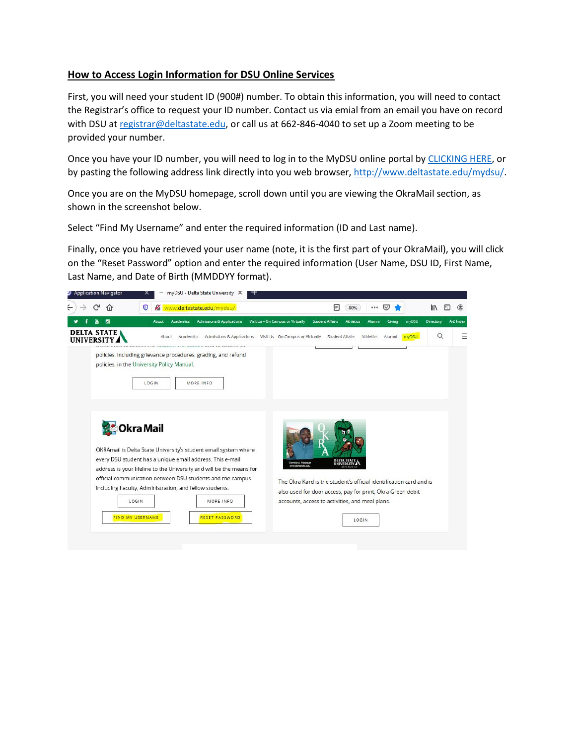## How to Access Login Information for DSU Online Services

First, you will need your student ID (900#) number. To obtain this information, you will need to contact the Registrar's office to request your ID number. Contact us via emial from an email you have on record with DSU at registrar@deltastate.edu, or call us at 662-846-4040 to set up a Zoom meeting to be provided your number.

Once you have your ID number, you will need to log in to the MyDSU online portal by CLICKING HERE, or by pasting the following address link directly into you web browser, http://www.deltastate.edu/mydsu/.

Once you are on the MyDSU homepage, scroll down until you are viewing the OkraMail section, as shown in the screenshot below.

Select "Find My Username" and enter the required information (ID and Last name).

Finally, once you have retrieved your user name (note, it is the first part of your OkraMail), you will click on the "Reset Password" option and enter the required information (User Name, DSU ID, First Name, Last Name, and Date of Birth (MMDDYY format).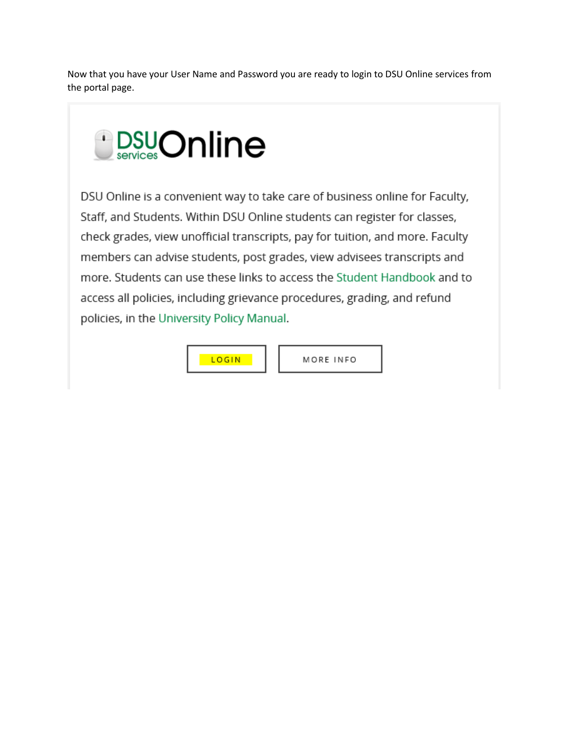Now that you have your User Name and Password you are ready to login to DSU Online services from the portal page.

DSU Online services

DSU Online is a convenient way to take care of business online for Faculty, Staff, and Students. Within DSU Online students can register for classes, check grades, view unofficial transcripts, pay for tuition, and more. Faculty members can advise students, post grades, view advisees transcripts and more. Students can use these links to access the Student Handbook and to access all policies, including grievance procedures, grading, and refund policies, in the University Policy Manual.

LOGIN | MORE INFO